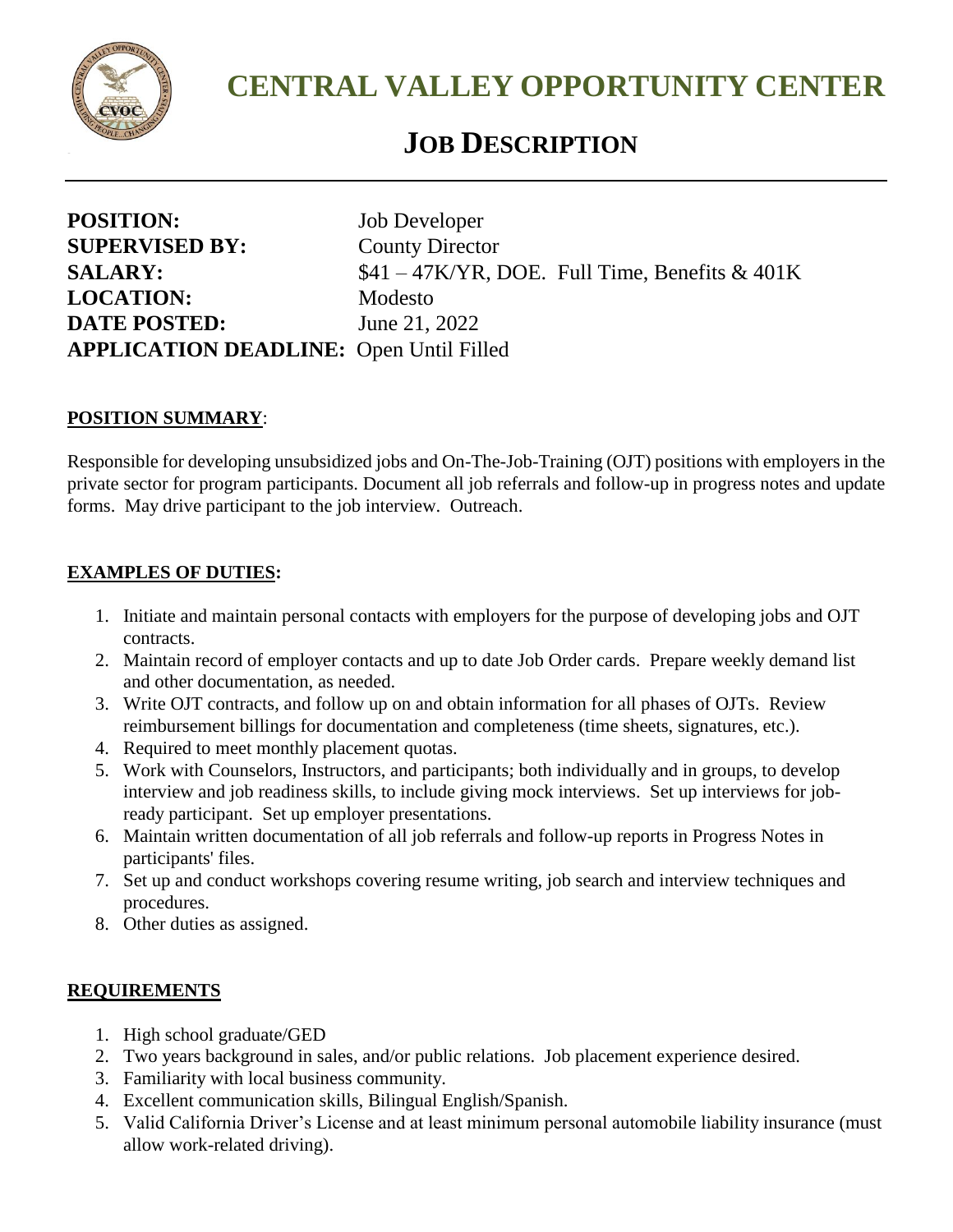# CENTRAL VALLEY OPPORTUNITY CENTER

## JOB DESCRIPTION

**POSITION:** Job Developer
**SUPERVISED BY:** County Director
**SALARY:** $41 – 47K/YR, DOE. Full Time, Benefits & 401K
**LOCATION:** Modesto
**DATE POSTED:** June 21, 2022
**APPLICATION DEADLINE:** Open Until Filled

**POSITION SUMMARY**:

Responsible for developing unsubsidized jobs and On-The-Job-Training (OJT) positions with employers in the private sector for program participants. Document all job referrals and follow-up in progress notes and update forms. May drive participant to the job interview. Outreach.

**EXAMPLES OF DUTIES:**

1. Initiate and maintain personal contacts with employers for the purpose of developing jobs and OJT contracts.
2. Maintain record of employer contacts and up to date Job Order cards. Prepare weekly demand list and other documentation, as needed.
3. Write OJT contracts, and follow up on and obtain information for all phases of OJTs. Review reimbursement billings for documentation and completeness (time sheets, signatures, etc.).
4. Required to meet monthly placement quotas.
5. Work with Counselors, Instructors, and participants; both individually and in groups, to develop interview and job readiness skills, to include giving mock interviews. Set up interviews for job-ready participant. Set up employer presentations.
6. Maintain written documentation of all job referrals and follow-up reports in Progress Notes in participants' files.
7. Set up and conduct workshops covering resume writing, job search and interview techniques and procedures.
8. Other duties as assigned.

**REQUIREMENTS**

1. High school graduate/GED
2. Two years background in sales, and/or public relations. Job placement experience desired.
3. Familiarity with local business community.
4. Excellent communication skills, Bilingual English/Spanish.
5. Valid California Driver's License and at least minimum personal automobile liability insurance (must allow work-related driving).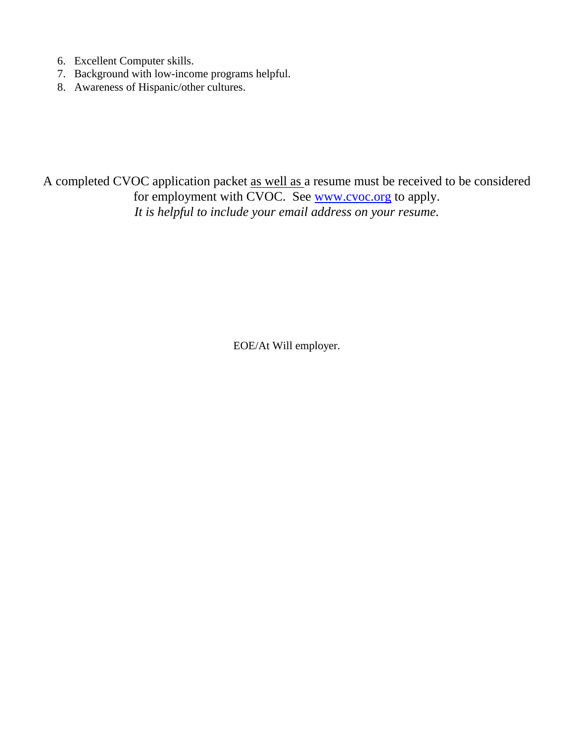6. Excellent Computer skills.
7. Background with low-income programs helpful.
8. Awareness of Hispanic/other cultures.

A completed CVOC application packet as well as a resume must be received to be considered for employment with CVOC. See [www.cvoc.org](http://www.cvoc.org) to apply.
*It is helpful to include your email address on your resume.*

EOE/At Will employer.